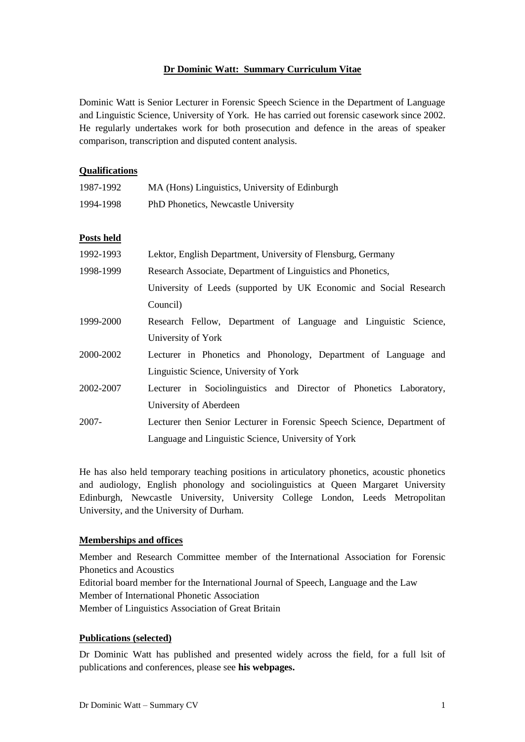# Dr Dominic Watt: Summary Curriculum Vitae

Dominic Watt is Senior Lecturer in Forensic Speech Science in the Department of Language and Linguistic Science, University of York. He has carried out forensic casework since 2002. He regularly undertakes work for both prosecution and defence in the areas of speaker comparison, transcription and disputed content analysis.

## Qualifications

| | |
|---|---|
| 1987-1992 | MA (Hons) Linguistics, University of Edinburgh |
| 1994-1998 | PhD Phonetics, Newcastle University |

## Posts held

| | |
|---|---|
| 1992-1993 | Lektor, English Department, University of Flensburg, Germany |
| 1998-1999 | Research Associate, Department of Linguistics and Phonetics, University of Leeds (supported by UK Economic and Social Research Council) |
| 1999-2000 | Research Fellow, Department of Language and Linguistic Science, University of York |
| 2000-2002 | Lecturer in Phonetics and Phonology, Department of Language and Linguistic Science, University of York |
| 2002-2007 | Lecturer in Sociolinguistics and Director of Phonetics Laboratory, University of Aberdeen |
| 2007- | Lecturer then Senior Lecturer in Forensic Speech Science, Department of Language and Linguistic Science, University of York |

He has also held temporary teaching positions in articulatory phonetics, acoustic phonetics and audiology, English phonology and sociolinguistics at Queen Margaret University Edinburgh, Newcastle University, University College London, Leeds Metropolitan University, and the University of Durham.

## Memberships and offices

Member and Research Committee member of the International Association for Forensic Phonetics and Acoustics
Editorial board member for the International Journal of Speech, Language and the Law
Member of International Phonetic Association
Member of Linguistics Association of Great Britain

## Publications (selected)

Dr Dominic Watt has published and presented widely across the field, for a full lsit of publications and conferences, please see **his webpages.**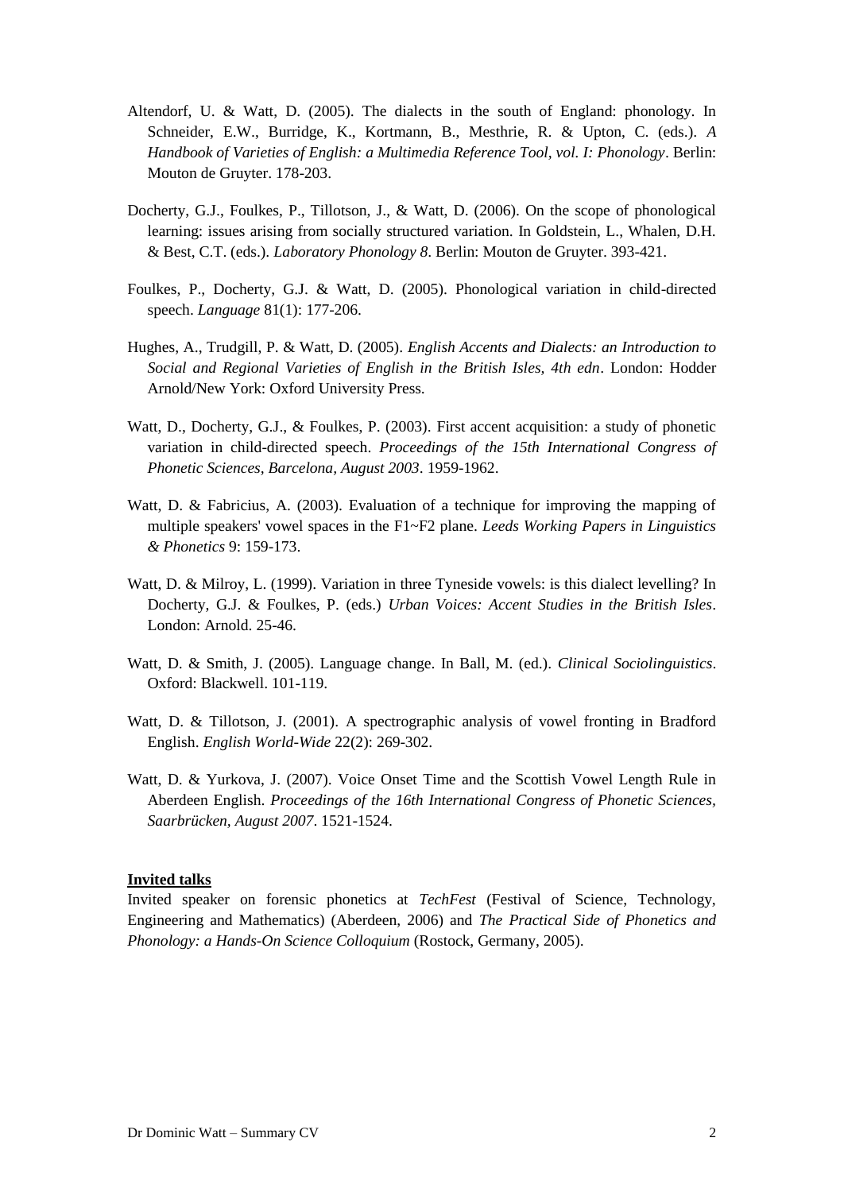Altendorf, U. & Watt, D. (2005). The dialects in the south of England: phonology. In Schneider, E.W., Burridge, K., Kortmann, B., Mesthrie, R. & Upton, C. (eds.). *A Handbook of Varieties of English: a Multimedia Reference Tool, vol. I: Phonology*. Berlin: Mouton de Gruyter. 178-203.

Docherty, G.J., Foulkes, P., Tillotson, J., & Watt, D. (2006). On the scope of phonological learning: issues arising from socially structured variation. In Goldstein, L., Whalen, D.H. & Best, C.T. (eds.). *Laboratory Phonology 8*. Berlin: Mouton de Gruyter. 393-421.

Foulkes, P., Docherty, G.J. & Watt, D. (2005). Phonological variation in child-directed speech. *Language* 81(1): 177-206.

Hughes, A., Trudgill, P. & Watt, D. (2005). *English Accents and Dialects: an Introduction to Social and Regional Varieties of English in the British Isles, 4th edn*. London: Hodder Arnold/New York: Oxford University Press.

Watt, D., Docherty, G.J., & Foulkes, P. (2003). First accent acquisition: a study of phonetic variation in child-directed speech. *Proceedings of the 15th International Congress of Phonetic Sciences, Barcelona, August 2003*. 1959-1962.

Watt, D. & Fabricius, A. (2003). Evaluation of a technique for improving the mapping of multiple speakers' vowel spaces in the F1~F2 plane. *Leeds Working Papers in Linguistics & Phonetics* 9: 159-173.

Watt, D. & Milroy, L. (1999). Variation in three Tyneside vowels: is this dialect levelling? In Docherty, G.J. & Foulkes, P. (eds.) *Urban Voices: Accent Studies in the British Isles*. London: Arnold. 25-46.

Watt, D. & Smith, J. (2005). Language change. In Ball, M. (ed.). *Clinical Sociolinguistics*. Oxford: Blackwell. 101-119.

Watt, D. & Tillotson, J. (2001). A spectrographic analysis of vowel fronting in Bradford English. *English World-Wide* 22(2): 269-302.

Watt, D. & Yurkova, J. (2007). Voice Onset Time and the Scottish Vowel Length Rule in Aberdeen English. *Proceedings of the 16th International Congress of Phonetic Sciences, Saarbrücken, August 2007*. 1521-1524.

**Invited talks**

Invited speaker on forensic phonetics at *TechFest* (Festival of Science, Technology, Engineering and Mathematics) (Aberdeen, 2006) and *The Practical Side of Phonetics and Phonology: a Hands-On Science Colloquium* (Rostock, Germany, 2005).